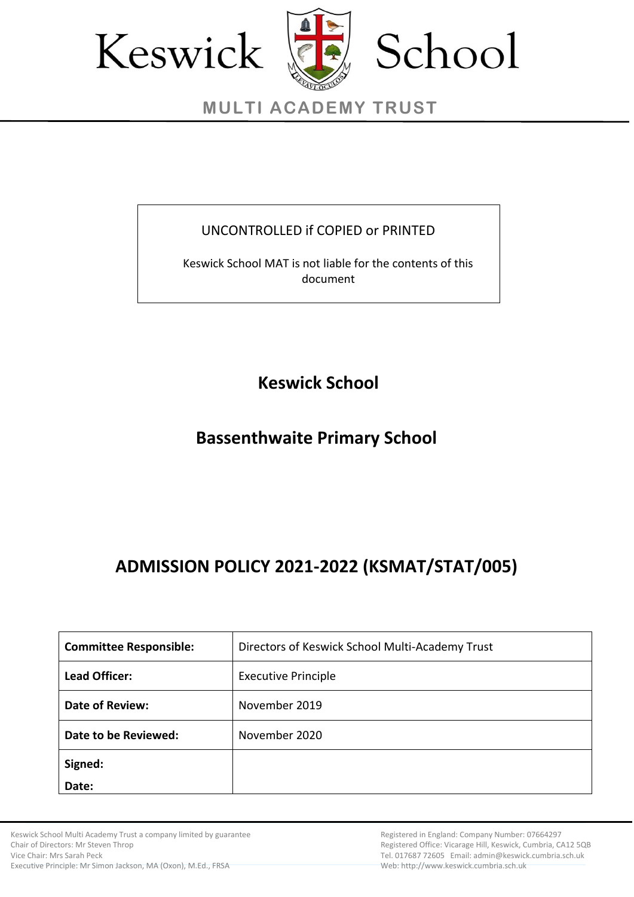Keswick School

**MULTI ACADEMY TRUST**

UNCONTROLLED if COPIED or PRINTED

Keswick School MAT is not liable for the contents of this document

# Keswick School

# Bassenthwaite Primary School

# ADMISSION POLICY 2021-2022 (KSMAT/STAT/005)

| | |
|---|---|
| **Committee Responsible:** | Directors of Keswick School Multi-Academy Trust |
| **Lead Officer:** | Executive Principle |
| **Date of Review:** | November 2019 |
| **Date to be Reviewed:** | November 2020 |
| **Signed:**<br>**Date:** | |

Keswick School Multi Academy Trust a company limited by guarantee
Chair of Directors: Mr Steven Throp
Vice Chair: Mrs Sarah Peck
Executive Principle: Mr Simon Jackson, MA (Oxon), M.Ed., FRSA

Registered in England: Company Number: 07664297
Registered Office: Vicarage Hill, Keswick, Cumbria, CA12 5QB
Tel. 017687 72605 Email: admin@keswick.cumbria.sch.uk
Web: http://www.keswick.cumbria.sch.uk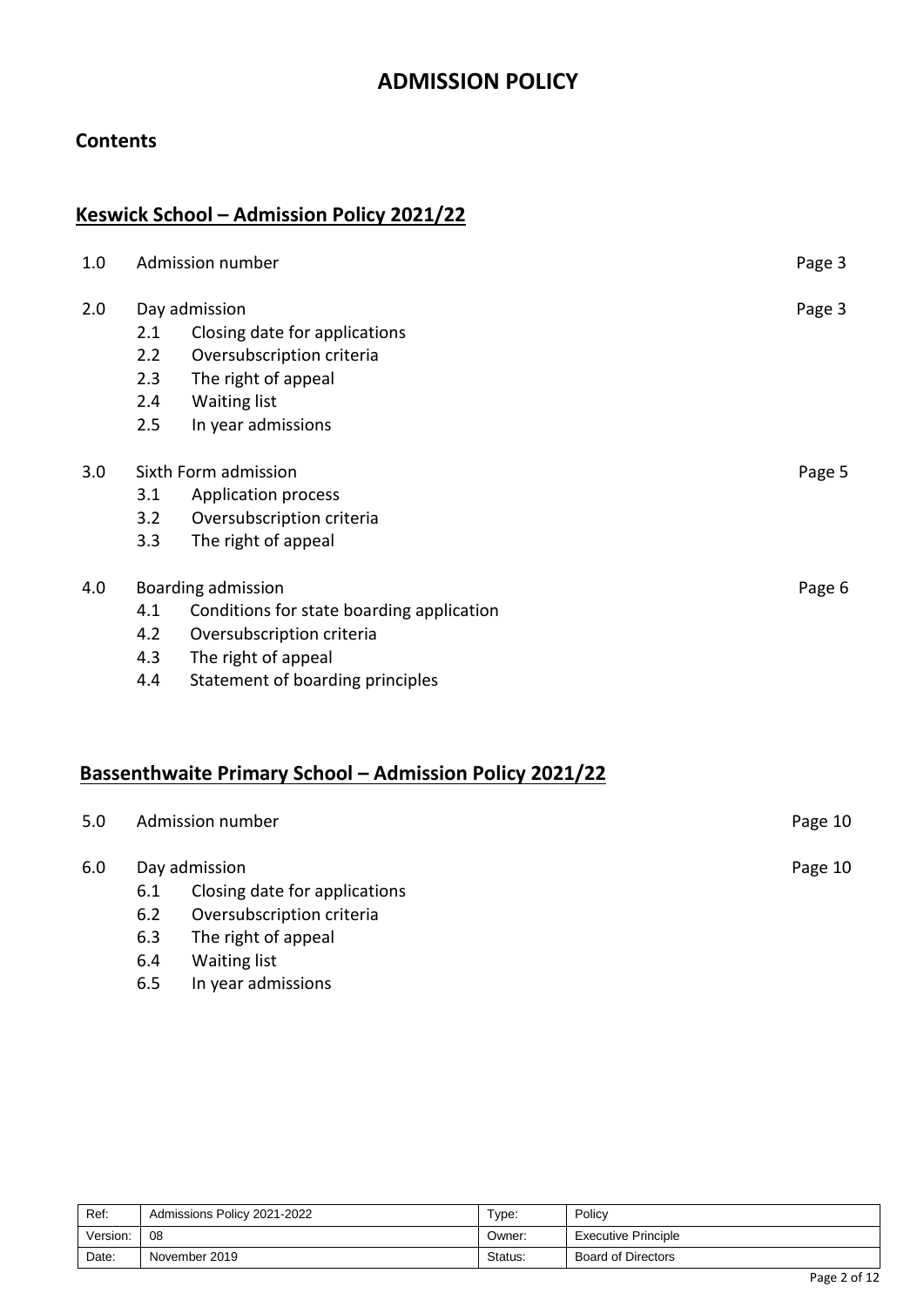# ADMISSION POLICY

## Contents

## Keswick School – Admission Policy 2021/22

| | | |
|---|---|---|
| 1.0 | Admission number | Page 3 |
| 2.0 | Day admission | Page 3 |
| | 2.1 Closing date for applications | |
| | 2.2 Oversubscription criteria | |
| | 2.3 The right of appeal | |
| | 2.4 Waiting list | |
| | 2.5 In year admissions | |
| 3.0 | Sixth Form admission | Page 5 |
| | 3.1 Application process | |
| | 3.2 Oversubscription criteria | |
| | 3.3 The right of appeal | |
| 4.0 | Boarding admission | Page 6 |
| | 4.1 Conditions for state boarding application | |
| | 4.2 Oversubscription criteria | |
| | 4.3 The right of appeal | |
| | 4.4 Statement of boarding principles | |

## Bassenthwaite Primary School – Admission Policy 2021/22

| | | |
|---|---|---|
| 5.0 | Admission number | Page 10 |
| 6.0 | Day admission | Page 10 |
| | 6.1 Closing date for applications | |
| | 6.2 Oversubscription criteria | |
| | 6.3 The right of appeal | |
| | 6.4 Waiting list | |
| | 6.5 In year admissions | |

| | | | |
|---|---|---|---|
| Ref: | Admissions Policy 2021-2022 | Type: | Policy |
| Version: | 08 | Owner: | Executive Principle |
| Date: | November 2019 | Status: | Board of Directors |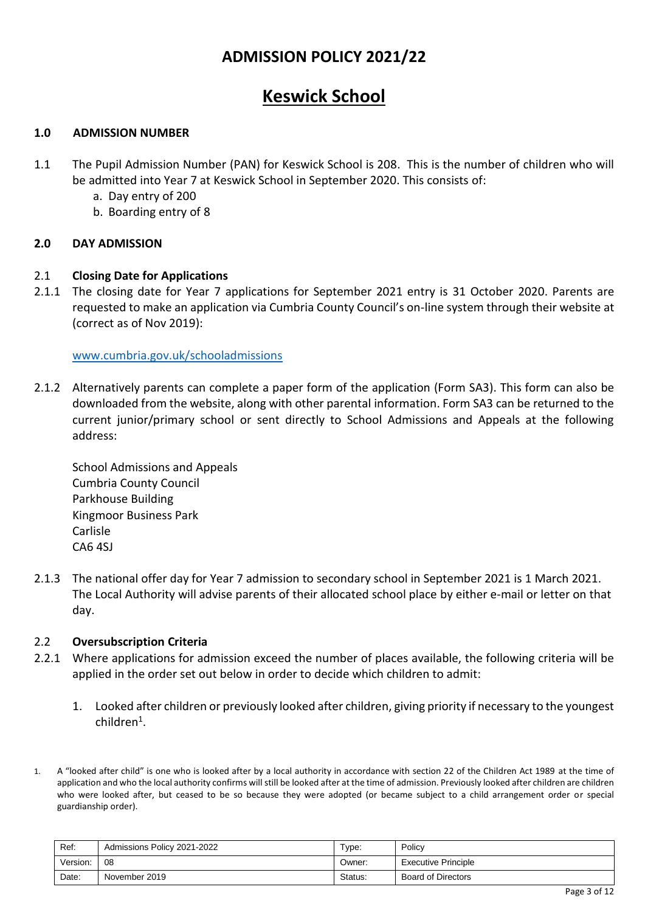# ADMISSION POLICY 2021/22

# Keswick School

### 1.0 ADMISSION NUMBER

1.1 The Pupil Admission Number (PAN) for Keswick School is 208. This is the number of children who will be admitted into Year 7 at Keswick School in September 2020. This consists of:

  a. Day entry of 200
  b. Boarding entry of 8

### 2.0 DAY ADMISSION

#### 2.1 Closing Date for Applications

2.1.1 The closing date for Year 7 applications for September 2021 entry is 31 October 2020. Parents are requested to make an application via Cumbria County Council's on-line system through their website at (correct as of Nov 2019):

www.cumbria.gov.uk/schooladmissions

2.1.2 Alternatively parents can complete a paper form of the application (Form SA3). This form can also be downloaded from the website, along with other parental information. Form SA3 can be returned to the current junior/primary school or sent directly to School Admissions and Appeals at the following address:

School Admissions and Appeals
Cumbria County Council
Parkhouse Building
Kingmoor Business Park
Carlisle
CA6 4SJ

2.1.3 The national offer day for Year 7 admission to secondary school in September 2021 is 1 March 2021. The Local Authority will advise parents of their allocated school place by either e-mail or letter on that day.

#### 2.2 Oversubscription Criteria

2.2.1 Where applications for admission exceed the number of places available, the following criteria will be applied in the order set out below in order to decide which children to admit:

1. Looked after children or previously looked after children, giving priority if necessary to the youngest children[1].

1. A "looked after child" is one who is looked after by a local authority in accordance with section 22 of the Children Act 1989 at the time of application and who the local authority confirms will still be looked after at the time of admission. Previously looked after children are children who were looked after, but ceased to be so because they were adopted (or became subject to a child arrangement order or special guardianship order).

| | | | |
|---|---|---|---|
| Ref: | Admissions Policy 2021-2022 | Type: | Policy |
| Version: | 08 | Owner: | Executive Principle |
| Date: | November 2019 | Status: | Board of Directors |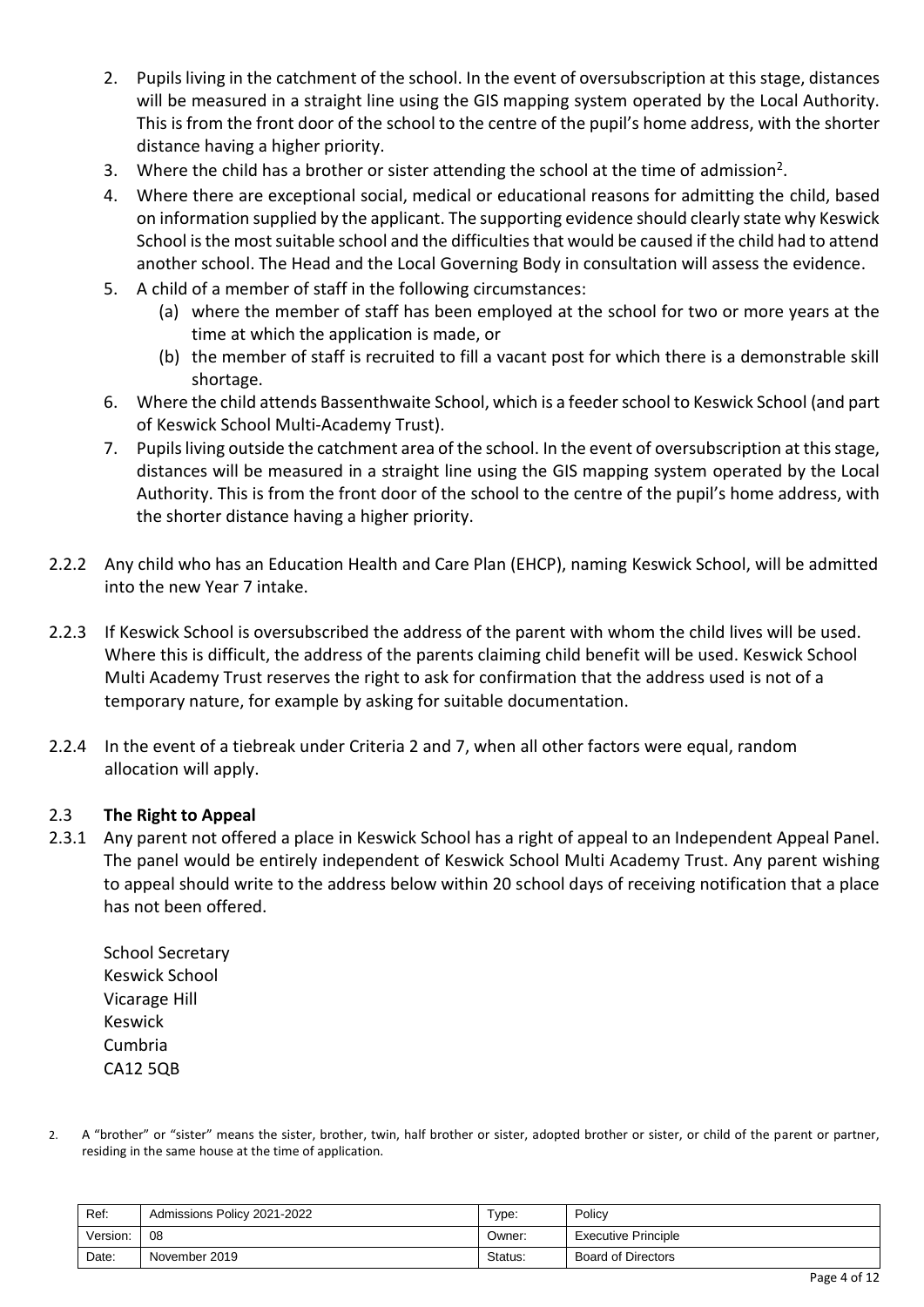2. Pupils living in the catchment of the school. In the event of oversubscription at this stage, distances will be measured in a straight line using the GIS mapping system operated by the Local Authority. This is from the front door of the school to the centre of the pupil's home address, with the shorter distance having a higher priority.
3. Where the child has a brother or sister attending the school at the time of admission[2].
4. Where there are exceptional social, medical or educational reasons for admitting the child, based on information supplied by the applicant. The supporting evidence should clearly state why Keswick School is the most suitable school and the difficulties that would be caused if the child had to attend another school. The Head and the Local Governing Body in consultation will assess the evidence.
5. A child of a member of staff in the following circumstances:
   (a) where the member of staff has been employed at the school for two or more years at the time at which the application is made, or
   (b) the member of staff is recruited to fill a vacant post for which there is a demonstrable skill shortage.
6. Where the child attends Bassenthwaite School, which is a feeder school to Keswick School (and part of Keswick School Multi-Academy Trust).
7. Pupils living outside the catchment area of the school. In the event of oversubscription at this stage, distances will be measured in a straight line using the GIS mapping system operated by the Local Authority. This is from the front door of the school to the centre of the pupil's home address, with the shorter distance having a higher priority.

2.2.2 Any child who has an Education Health and Care Plan (EHCP), naming Keswick School, will be admitted into the new Year 7 intake.

2.2.3 If Keswick School is oversubscribed the address of the parent with whom the child lives will be used. Where this is difficult, the address of the parents claiming child benefit will be used. Keswick School Multi Academy Trust reserves the right to ask for confirmation that the address used is not of a temporary nature, for example by asking for suitable documentation.

2.2.4 In the event of a tiebreak under Criteria 2 and 7, when all other factors were equal, random allocation will apply.

## 2.3 The Right to Appeal

2.3.1 Any parent not offered a place in Keswick School has a right of appeal to an Independent Appeal Panel. The panel would be entirely independent of Keswick School Multi Academy Trust. Any parent wishing to appeal should write to the address below within 20 school days of receiving notification that a place has not been offered.

School Secretary
Keswick School
Vicarage Hill
Keswick
Cumbria
CA12 5QB

2. A "brother" or "sister" means the sister, brother, twin, half brother or sister, adopted brother or sister, or child of the parent or partner, residing in the same house at the time of application.

| | | | |
|---|---|---|---|
| Ref: | Admissions Policy 2021-2022 | Type: | Policy |
| Version: | 08 | Owner: | Executive Principle |
| Date: | November 2019 | Status: | Board of Directors |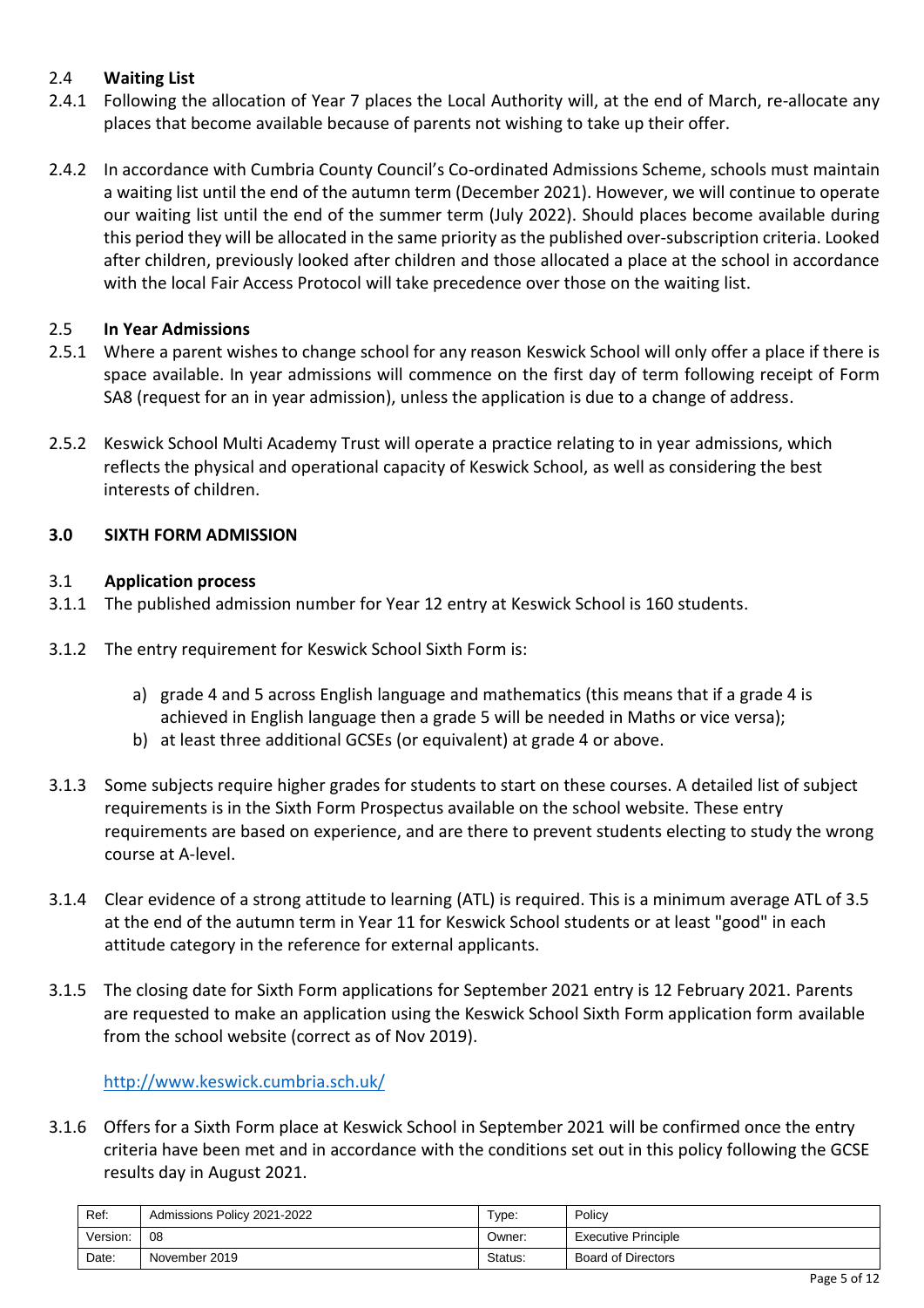### 2.4 **Waiting List**

2.4.1 Following the allocation of Year 7 places the Local Authority will, at the end of March, re-allocate any places that become available because of parents not wishing to take up their offer.

2.4.2 In accordance with Cumbria County Council's Co-ordinated Admissions Scheme, schools must maintain a waiting list until the end of the autumn term (December 2021). However, we will continue to operate our waiting list until the end of the summer term (July 2022). Should places become available during this period they will be allocated in the same priority as the published over-subscription criteria. Looked after children, previously looked after children and those allocated a place at the school in accordance with the local Fair Access Protocol will take precedence over those on the waiting list.

### 2.5 **In Year Admissions**

2.5.1 Where a parent wishes to change school for any reason Keswick School will only offer a place if there is space available. In year admissions will commence on the first day of term following receipt of Form SA8 (request for an in year admission), unless the application is due to a change of address.

2.5.2 Keswick School Multi Academy Trust will operate a practice relating to in year admissions, which reflects the physical and operational capacity of Keswick School, as well as considering the best interests of children.

## 3.0 SIXTH FORM ADMISSION

### 3.1 **Application process**

3.1.1 The published admission number for Year 12 entry at Keswick School is 160 students.

3.1.2 The entry requirement for Keswick School Sixth Form is:

a) grade 4 and 5 across English language and mathematics (this means that if a grade 4 is achieved in English language then a grade 5 will be needed in Maths or vice versa);
b) at least three additional GCSEs (or equivalent) at grade 4 or above.

3.1.3 Some subjects require higher grades for students to start on these courses. A detailed list of subject requirements is in the Sixth Form Prospectus available on the school website. These entry requirements are based on experience, and are there to prevent students electing to study the wrong course at A-level.

3.1.4 Clear evidence of a strong attitude to learning (ATL) is required. This is a minimum average ATL of 3.5 at the end of the autumn term in Year 11 for Keswick School students or at least "good" in each attitude category in the reference for external applicants.

3.1.5 The closing date for Sixth Form applications for September 2021 entry is 12 February 2021. Parents are requested to make an application using the Keswick School Sixth Form application form available from the school website (correct as of Nov 2019).

http://www.keswick.cumbria.sch.uk/

3.1.6 Offers for a Sixth Form place at Keswick School in September 2021 will be confirmed once the entry criteria have been met and in accordance with the conditions set out in this policy following the GCSE results day in August 2021.

| | | | |
|---|---|---|---|
| Ref: | Admissions Policy 2021-2022 | Type: | Policy |
| Version: | 08 | Owner: | Executive Principle |
| Date: | November 2019 | Status: | Board of Directors |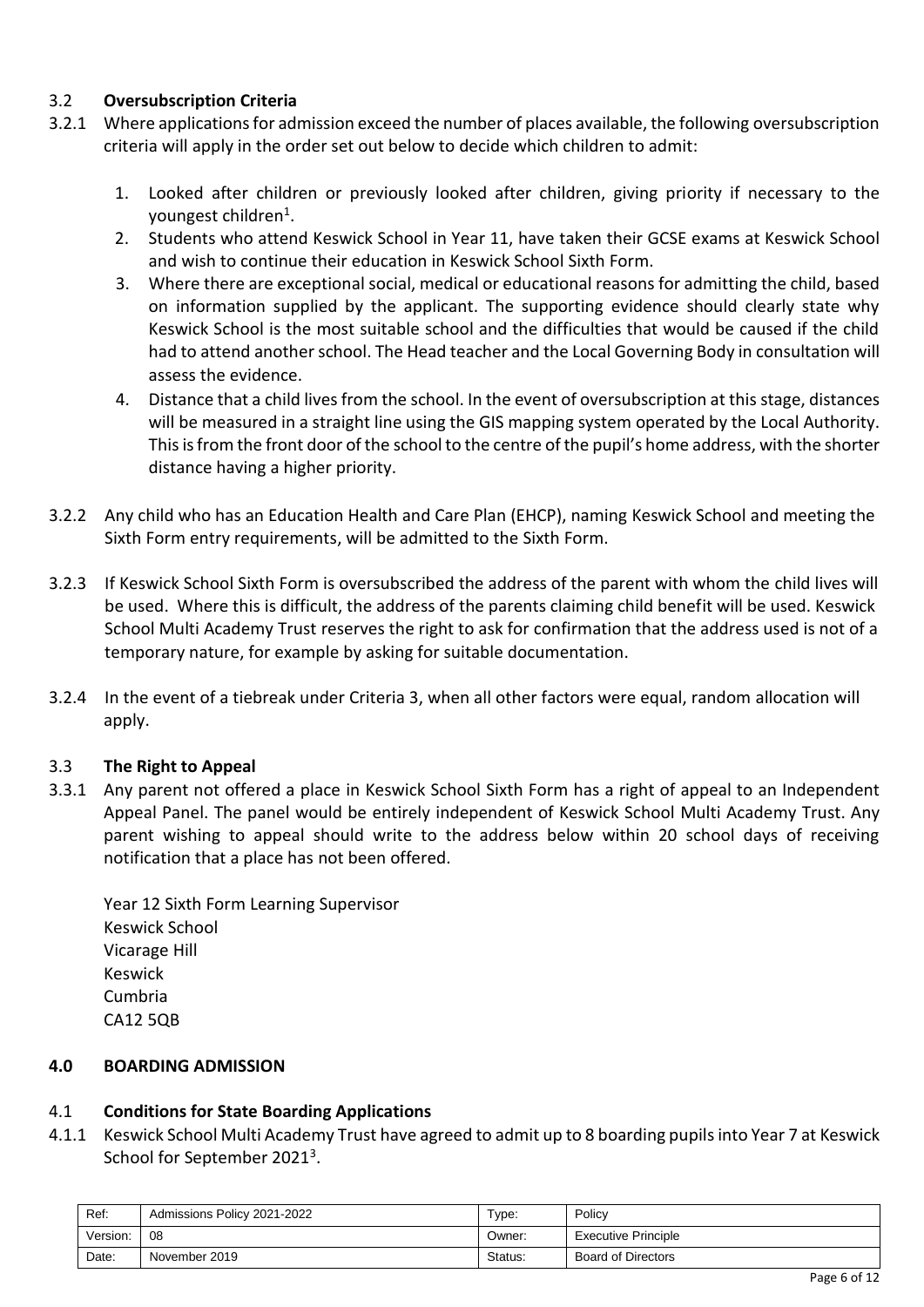### 3.2 **Oversubscription Criteria**

3.2.1 Where applications for admission exceed the number of places available, the following oversubscription criteria will apply in the order set out below to decide which children to admit:

1. Looked after children or previously looked after children, giving priority if necessary to the youngest children[1].
2. Students who attend Keswick School in Year 11, have taken their GCSE exams at Keswick School and wish to continue their education in Keswick School Sixth Form.
3. Where there are exceptional social, medical or educational reasons for admitting the child, based on information supplied by the applicant. The supporting evidence should clearly state why Keswick School is the most suitable school and the difficulties that would be caused if the child had to attend another school. The Head teacher and the Local Governing Body in consultation will assess the evidence.
4. Distance that a child lives from the school. In the event of oversubscription at this stage, distances will be measured in a straight line using the GIS mapping system operated by the Local Authority. This is from the front door of the school to the centre of the pupil's home address, with the shorter distance having a higher priority.

3.2.2 Any child who has an Education Health and Care Plan (EHCP), naming Keswick School and meeting the Sixth Form entry requirements, will be admitted to the Sixth Form.

3.2.3 If Keswick School Sixth Form is oversubscribed the address of the parent with whom the child lives will be used. Where this is difficult, the address of the parents claiming child benefit will be used. Keswick School Multi Academy Trust reserves the right to ask for confirmation that the address used is not of a temporary nature, for example by asking for suitable documentation.

3.2.4 In the event of a tiebreak under Criteria 3, when all other factors were equal, random allocation will apply.

### 3.3 **The Right to Appeal**

3.3.1 Any parent not offered a place in Keswick School Sixth Form has a right of appeal to an Independent Appeal Panel. The panel would be entirely independent of Keswick School Multi Academy Trust. Any parent wishing to appeal should write to the address below within 20 school days of receiving notification that a place has not been offered.

Year 12 Sixth Form Learning Supervisor
Keswick School
Vicarage Hill
Keswick
Cumbria
CA12 5QB

## 4.0 **BOARDING ADMISSION**

### 4.1 **Conditions for State Boarding Applications**

4.1.1 Keswick School Multi Academy Trust have agreed to admit up to 8 boarding pupils into Year 7 at Keswick School for September 2021[3].

| Ref: | Admissions Policy 2021-2022 | Type: | Policy |
|---|---|---|---|
| Version: | 08 | Owner: | Executive Principle |
| Date: | November 2019 | Status: | Board of Directors |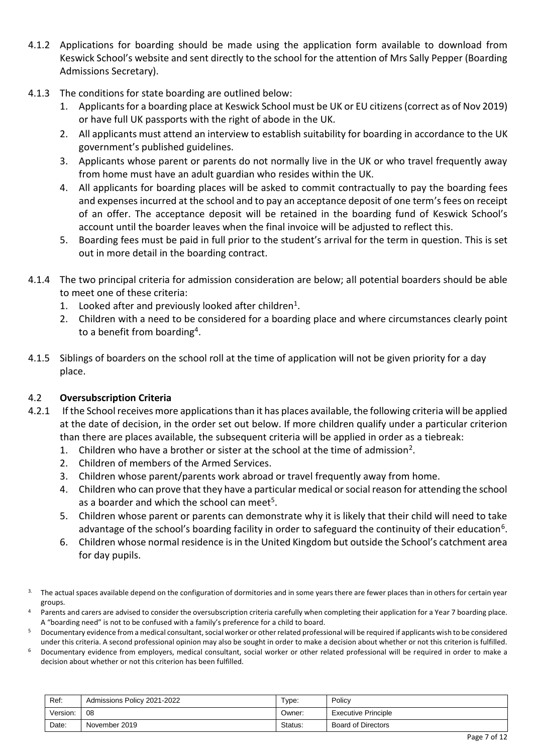4.1.2 Applications for boarding should be made using the application form available to download from Keswick School's website and sent directly to the school for the attention of Mrs Sally Pepper (Boarding Admissions Secretary).

4.1.3 The conditions for state boarding are outlined below:

1. Applicants for a boarding place at Keswick School must be UK or EU citizens (correct as of Nov 2019) or have full UK passports with the right of abode in the UK.
2. All applicants must attend an interview to establish suitability for boarding in accordance to the UK government's published guidelines.
3. Applicants whose parent or parents do not normally live in the UK or who travel frequently away from home must have an adult guardian who resides within the UK.
4. All applicants for boarding places will be asked to commit contractually to pay the boarding fees and expenses incurred at the school and to pay an acceptance deposit of one term's fees on receipt of an offer. The acceptance deposit will be retained in the boarding fund of Keswick School's account until the boarder leaves when the final invoice will be adjusted to reflect this.
5. Boarding fees must be paid in full prior to the student's arrival for the term in question. This is set out in more detail in the boarding contract.

4.1.4 The two principal criteria for admission consideration are below; all potential boarders should be able to meet one of these criteria:

1. Looked after and previously looked after children[1].
2. Children with a need to be considered for a boarding place and where circumstances clearly point to a benefit from boarding[4].

4.1.5 Siblings of boarders on the school roll at the time of application will not be given priority for a day place.

## 4.2 **Oversubscription Criteria**

4.2.1 If the School receives more applications than it has places available, the following criteria will be applied at the date of decision, in the order set out below. If more children qualify under a particular criterion than there are places available, the subsequent criteria will be applied in order as a tiebreak:

1. Children who have a brother or sister at the school at the time of admission[2].
2. Children of members of the Armed Services.
3. Children whose parent/parents work abroad or travel frequently away from home.
4. Children who can prove that they have a particular medical or social reason for attending the school as a boarder and which the school can meet[5].
5. Children whose parent or parents can demonstrate why it is likely that their child will need to take advantage of the school's boarding facility in order to safeguard the continuity of their education[6].
6. Children whose normal residence is in the United Kingdom but outside the School's catchment area for day pupils.

[3] The actual spaces available depend on the configuration of dormitories and in some years there are fewer places than in others for certain year groups.

[4] Parents and carers are advised to consider the oversubscription criteria carefully when completing their application for a Year 7 boarding place. A "boarding need" is not to be confused with a family's preference for a child to board.

[5] Documentary evidence from a medical consultant, social worker or other related professional will be required if applicants wish to be considered under this criteria. A second professional opinion may also be sought in order to make a decision about whether or not this criterion is fulfilled.

[6] Documentary evidence from employers, medical consultant, social worker or other related professional will be required in order to make a decision about whether or not this criterion has been fulfilled.

| | | | |
|---|---|---|---|
| Ref: | Admissions Policy 2021-2022 | Type: | Policy |
| Version: | 08 | Owner: | Executive Principle |
| Date: | November 2019 | Status: | Board of Directors |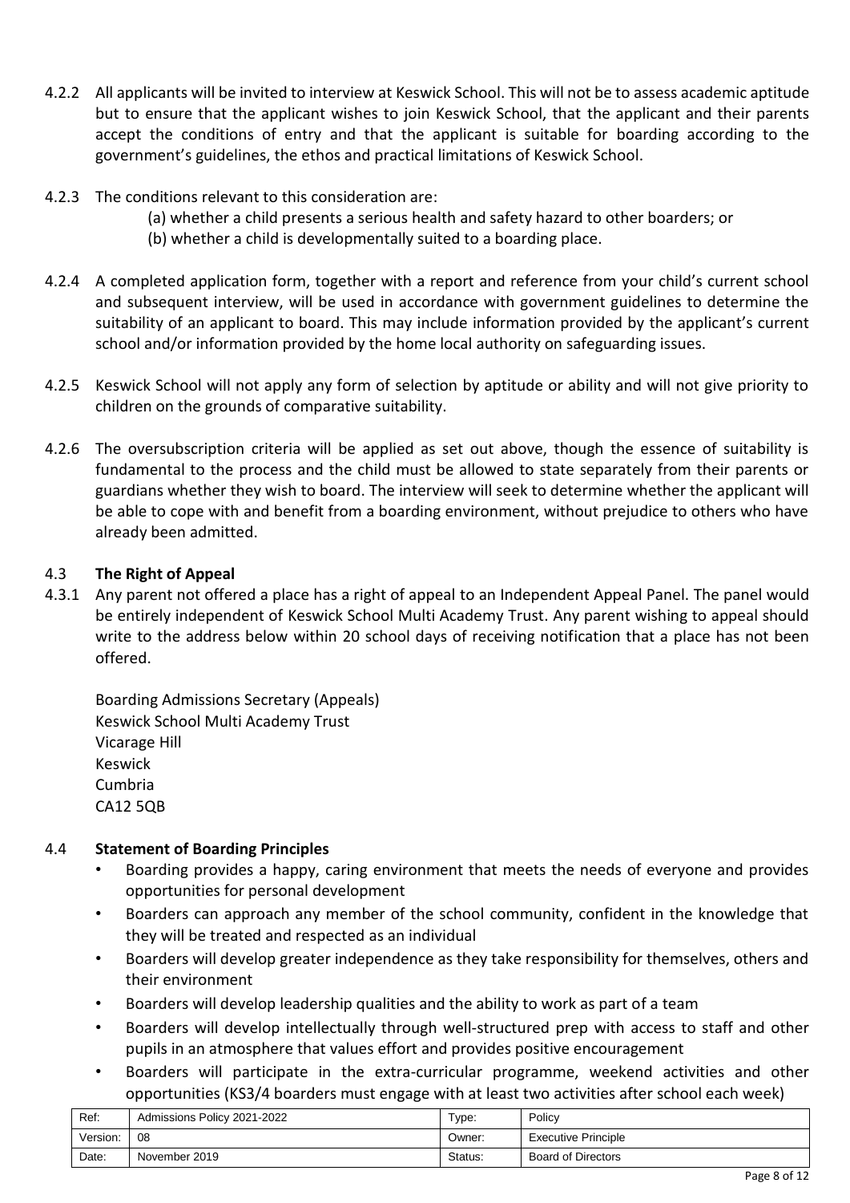4.2.2 All applicants will be invited to interview at Keswick School. This will not be to assess academic aptitude but to ensure that the applicant wishes to join Keswick School, that the applicant and their parents accept the conditions of entry and that the applicant is suitable for boarding according to the government's guidelines, the ethos and practical limitations of Keswick School.

4.2.3 The conditions relevant to this consideration are:

(a) whether a child presents a serious health and safety hazard to other boarders; or
(b) whether a child is developmentally suited to a boarding place.

4.2.4 A completed application form, together with a report and reference from your child's current school and subsequent interview, will be used in accordance with government guidelines to determine the suitability of an applicant to board. This may include information provided by the applicant's current school and/or information provided by the home local authority on safeguarding issues.

4.2.5 Keswick School will not apply any form of selection by aptitude or ability and will not give priority to children on the grounds of comparative suitability.

4.2.6 The oversubscription criteria will be applied as set out above, though the essence of suitability is fundamental to the process and the child must be allowed to state separately from their parents or guardians whether they wish to board. The interview will seek to determine whether the applicant will be able to cope with and benefit from a boarding environment, without prejudice to others who have already been admitted.

### 4.3 The Right of Appeal

4.3.1 Any parent not offered a place has a right of appeal to an Independent Appeal Panel. The panel would be entirely independent of Keswick School Multi Academy Trust. Any parent wishing to appeal should write to the address below within 20 school days of receiving notification that a place has not been offered.

Boarding Admissions Secretary (Appeals)
Keswick School Multi Academy Trust
Vicarage Hill
Keswick
Cumbria
CA12 5QB

### 4.4 Statement of Boarding Principles

- Boarding provides a happy, caring environment that meets the needs of everyone and provides opportunities for personal development
- Boarders can approach any member of the school community, confident in the knowledge that they will be treated and respected as an individual
- Boarders will develop greater independence as they take responsibility for themselves, others and their environment
- Boarders will develop leadership qualities and the ability to work as part of a team
- Boarders will develop intellectually through well-structured prep with access to staff and other pupils in an atmosphere that values effort and provides positive encouragement
- Boarders will participate in the extra-curricular programme, weekend activities and other opportunities (KS3/4 boarders must engage with at least two activities after school each week)

| Ref: | Admissions Policy 2021-2022 | Type: | Policy |
|---|---|---|---|
| Version: | 08 | Owner: | Executive Principle |
| Date: | November 2019 | Status: | Board of Directors |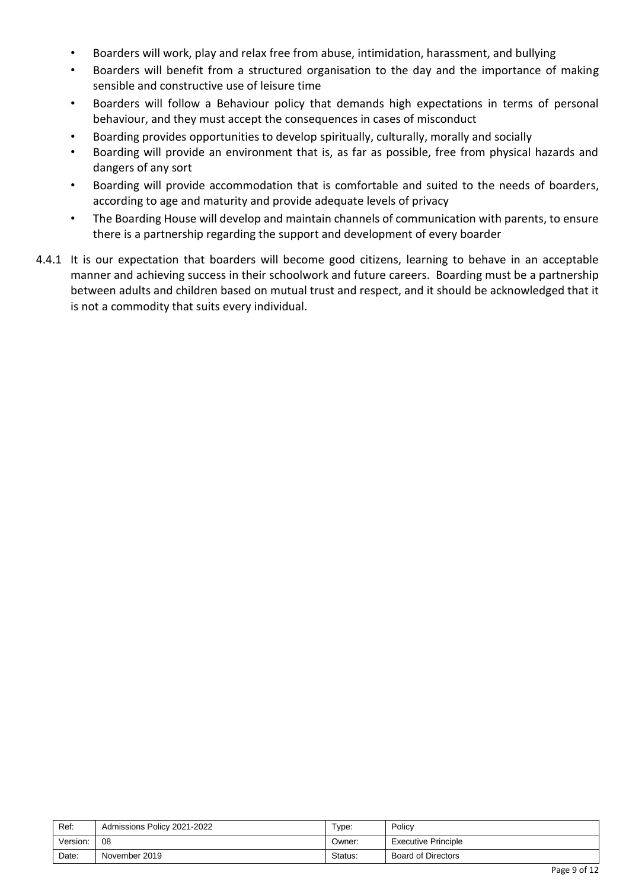- Boarders will work, play and relax free from abuse, intimidation, harassment, and bullying
- Boarders will benefit from a structured organisation to the day and the importance of making sensible and constructive use of leisure time
- Boarders will follow a Behaviour policy that demands high expectations in terms of personal behaviour, and they must accept the consequences in cases of misconduct
- Boarding provides opportunities to develop spiritually, culturally, morally and socially
- Boarding will provide an environment that is, as far as possible, free from physical hazards and dangers of any sort
- Boarding will provide accommodation that is comfortable and suited to the needs of boarders, according to age and maturity and provide adequate levels of privacy
- The Boarding House will develop and maintain channels of communication with parents, to ensure there is a partnership regarding the support and development of every boarder

4.4.1 It is our expectation that boarders will become good citizens, learning to behave in an acceptable manner and achieving success in their schoolwork and future careers. Boarding must be a partnership between adults and children based on mutual trust and respect, and it should be acknowledged that it is not a commodity that suits every individual.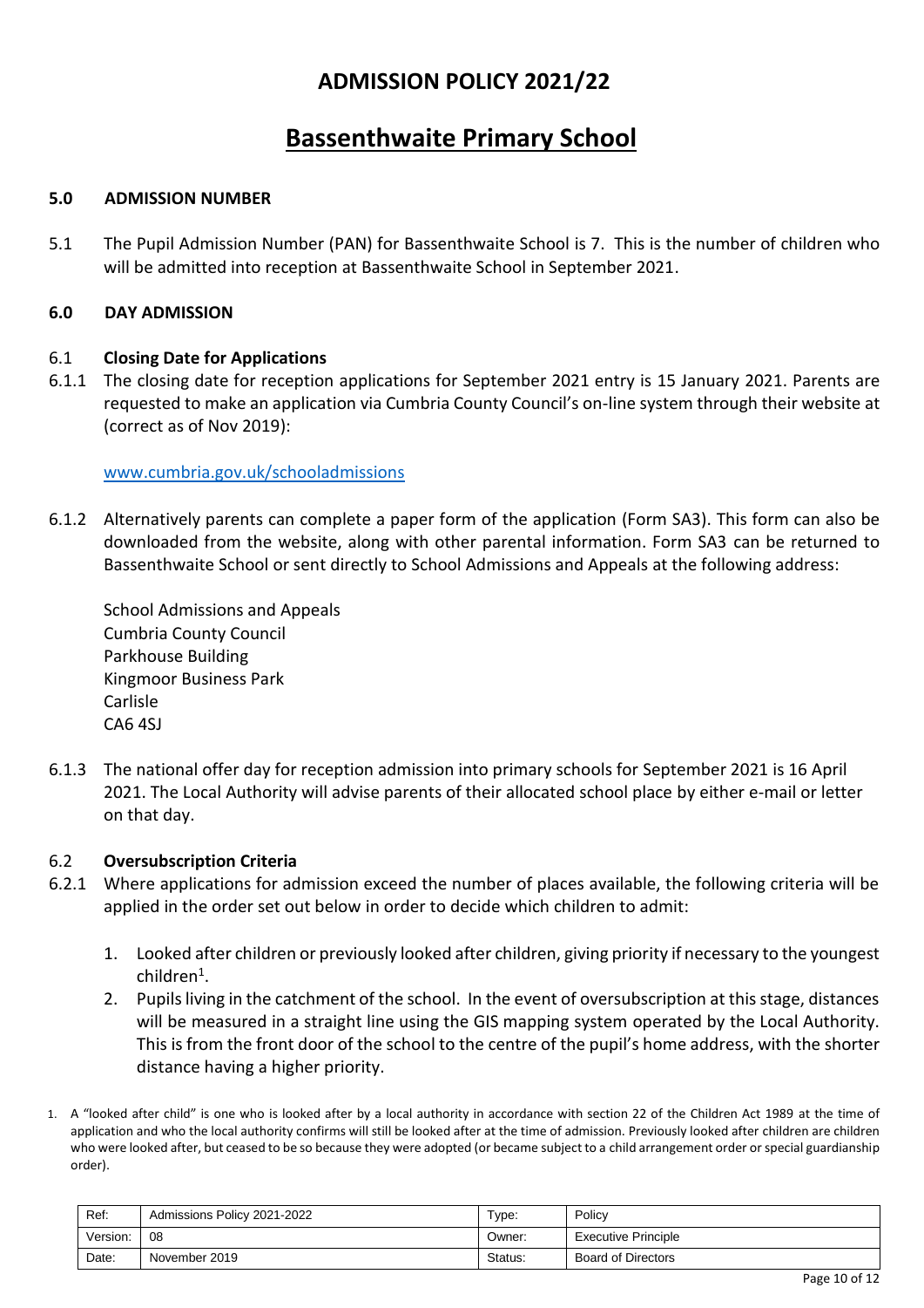# ADMISSION POLICY 2021/22

# Bassenthwaite Primary School

## 5.0 ADMISSION NUMBER

5.1 The Pupil Admission Number (PAN) for Bassenthwaite School is 7. This is the number of children who will be admitted into reception at Bassenthwaite School in September 2021.

## 6.0 DAY ADMISSION

### 6.1 Closing Date for Applications

6.1.1 The closing date for reception applications for September 2021 entry is 15 January 2021. Parents are requested to make an application via Cumbria County Council's on-line system through their website at (correct as of Nov 2019):

www.cumbria.gov.uk/schooladmissions

6.1.2 Alternatively parents can complete a paper form of the application (Form SA3). This form can also be downloaded from the website, along with other parental information. Form SA3 can be returned to Bassenthwaite School or sent directly to School Admissions and Appeals at the following address:

School Admissions and Appeals
Cumbria County Council
Parkhouse Building
Kingmoor Business Park
Carlisle
CA6 4SJ

6.1.3 The national offer day for reception admission into primary schools for September 2021 is 16 April 2021. The Local Authority will advise parents of their allocated school place by either e-mail or letter on that day.

### 6.2 Oversubscription Criteria

6.2.1 Where applications for admission exceed the number of places available, the following criteria will be applied in the order set out below in order to decide which children to admit:

1. Looked after children or previously looked after children, giving priority if necessary to the youngest children[1].
2. Pupils living in the catchment of the school. In the event of oversubscription at this stage, distances will be measured in a straight line using the GIS mapping system operated by the Local Authority. This is from the front door of the school to the centre of the pupil's home address, with the shorter distance having a higher priority.

1. A "looked after child" is one who is looked after by a local authority in accordance with section 22 of the Children Act 1989 at the time of application and who the local authority confirms will still be looked after at the time of admission. Previously looked after children are children who were looked after, but ceased to be so because they were adopted (or became subject to a child arrangement order or special guardianship order).

| | | | |
|---|---|---|---|
| Ref: | Admissions Policy 2021-2022 | Type: | Policy |
| Version: | 08 | Owner: | Executive Principle |
| Date: | November 2019 | Status: | Board of Directors |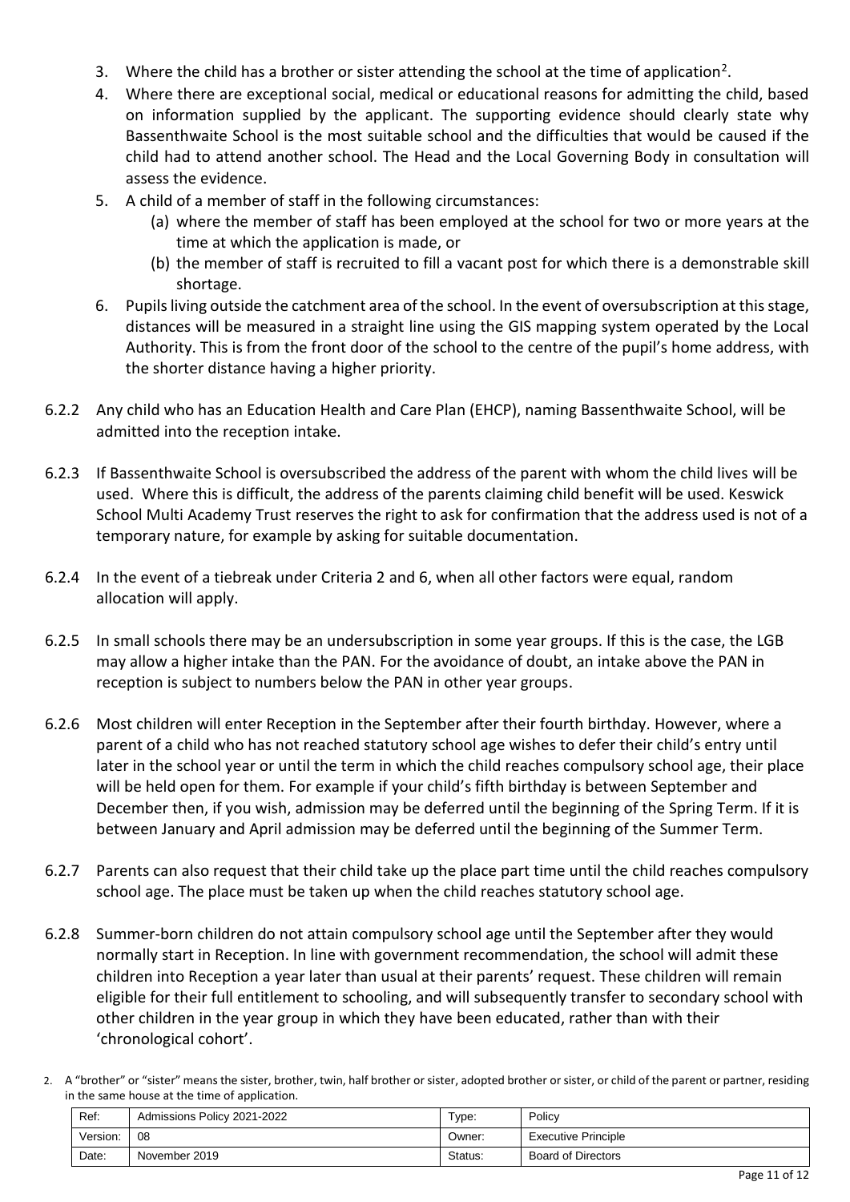3. Where the child has a brother or sister attending the school at the time of application[2].
4. Where there are exceptional social, medical or educational reasons for admitting the child, based on information supplied by the applicant. The supporting evidence should clearly state why Bassenthwaite School is the most suitable school and the difficulties that would be caused if the child had to attend another school. The Head and the Local Governing Body in consultation will assess the evidence.
5. A child of a member of staff in the following circumstances:
   (a) where the member of staff has been employed at the school for two or more years at the time at which the application is made, or
   (b) the member of staff is recruited to fill a vacant post for which there is a demonstrable skill shortage.
6. Pupils living outside the catchment area of the school. In the event of oversubscription at this stage, distances will be measured in a straight line using the GIS mapping system operated by the Local Authority. This is from the front door of the school to the centre of the pupil's home address, with the shorter distance having a higher priority.

6.2.2 Any child who has an Education Health and Care Plan (EHCP), naming Bassenthwaite School, will be admitted into the reception intake.

6.2.3 If Bassenthwaite School is oversubscribed the address of the parent with whom the child lives will be used. Where this is difficult, the address of the parents claiming child benefit will be used. Keswick School Multi Academy Trust reserves the right to ask for confirmation that the address used is not of a temporary nature, for example by asking for suitable documentation.

6.2.4 In the event of a tiebreak under Criteria 2 and 6, when all other factors were equal, random allocation will apply.

6.2.5 In small schools there may be an undersubscription in some year groups. If this is the case, the LGB may allow a higher intake than the PAN. For the avoidance of doubt, an intake above the PAN in reception is subject to numbers below the PAN in other year groups.

6.2.6 Most children will enter Reception in the September after their fourth birthday. However, where a parent of a child who has not reached statutory school age wishes to defer their child's entry until later in the school year or until the term in which the child reaches compulsory school age, their place will be held open for them. For example if your child's fifth birthday is between September and December then, if you wish, admission may be deferred until the beginning of the Spring Term. If it is between January and April admission may be deferred until the beginning of the Summer Term.

6.2.7 Parents can also request that their child take up the place part time until the child reaches compulsory school age. The place must be taken up when the child reaches statutory school age.

6.2.8 Summer-born children do not attain compulsory school age until the September after they would normally start in Reception. In line with government recommendation, the school will admit these children into Reception a year later than usual at their parents' request. These children will remain eligible for their full entitlement to schooling, and will subsequently transfer to secondary school with other children in the year group in which they have been educated, rather than with their 'chronological cohort'.

2. A "brother" or "sister" means the sister, brother, twin, half brother or sister, adopted brother or sister, or child of the parent or partner, residing in the same house at the time of application.

| | | | |
|---|---|---|---|
| Ref: | Admissions Policy 2021-2022 | Type: | Policy |
| Version: | 08 | Owner: | Executive Principle |
| Date: | November 2019 | Status: | Board of Directors |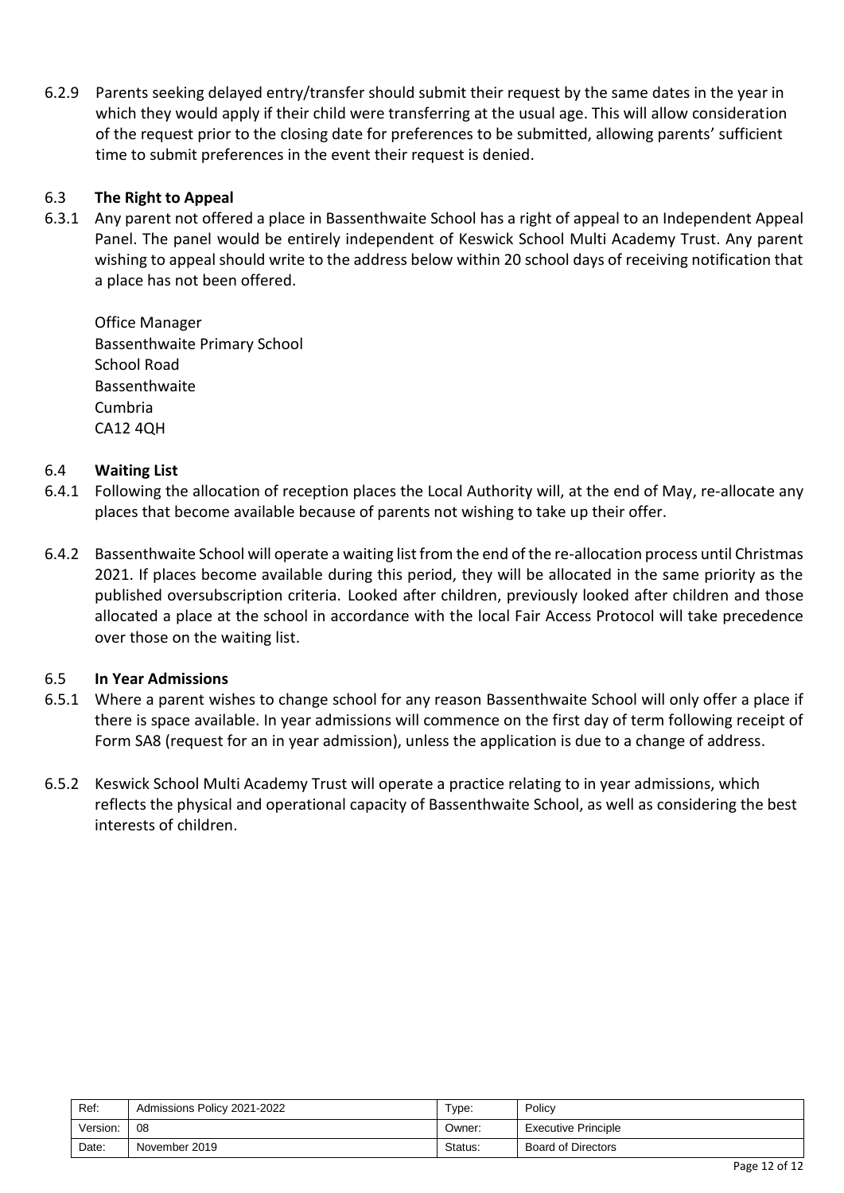6.2.9 Parents seeking delayed entry/transfer should submit their request by the same dates in the year in which they would apply if their child were transferring at the usual age. This will allow consideration of the request prior to the closing date for preferences to be submitted, allowing parents' sufficient time to submit preferences in the event their request is denied.

### 6.3 The Right to Appeal

6.3.1 Any parent not offered a place in Bassenthwaite School has a right of appeal to an Independent Appeal Panel. The panel would be entirely independent of Keswick School Multi Academy Trust. Any parent wishing to appeal should write to the address below within 20 school days of receiving notification that a place has not been offered.

Office Manager
Bassenthwaite Primary School
School Road
Bassenthwaite
Cumbria
CA12 4QH

### 6.4 Waiting List

6.4.1 Following the allocation of reception places the Local Authority will, at the end of May, re-allocate any places that become available because of parents not wishing to take up their offer.

6.4.2 Bassenthwaite School will operate a waiting list from the end of the re-allocation process until Christmas 2021. If places become available during this period, they will be allocated in the same priority as the published oversubscription criteria. Looked after children, previously looked after children and those allocated a place at the school in accordance with the local Fair Access Protocol will take precedence over those on the waiting list.

### 6.5 In Year Admissions

6.5.1 Where a parent wishes to change school for any reason Bassenthwaite School will only offer a place if there is space available. In year admissions will commence on the first day of term following receipt of Form SA8 (request for an in year admission), unless the application is due to a change of address.

6.5.2 Keswick School Multi Academy Trust will operate a practice relating to in year admissions, which reflects the physical and operational capacity of Bassenthwaite School, as well as considering the best interests of children.

| | | | |
|---|---|---|---|
| Ref: | Admissions Policy 2021-2022 | Type: | Policy |
| Version: | 08 | Owner: | Executive Principle |
| Date: | November 2019 | Status: | Board of Directors |